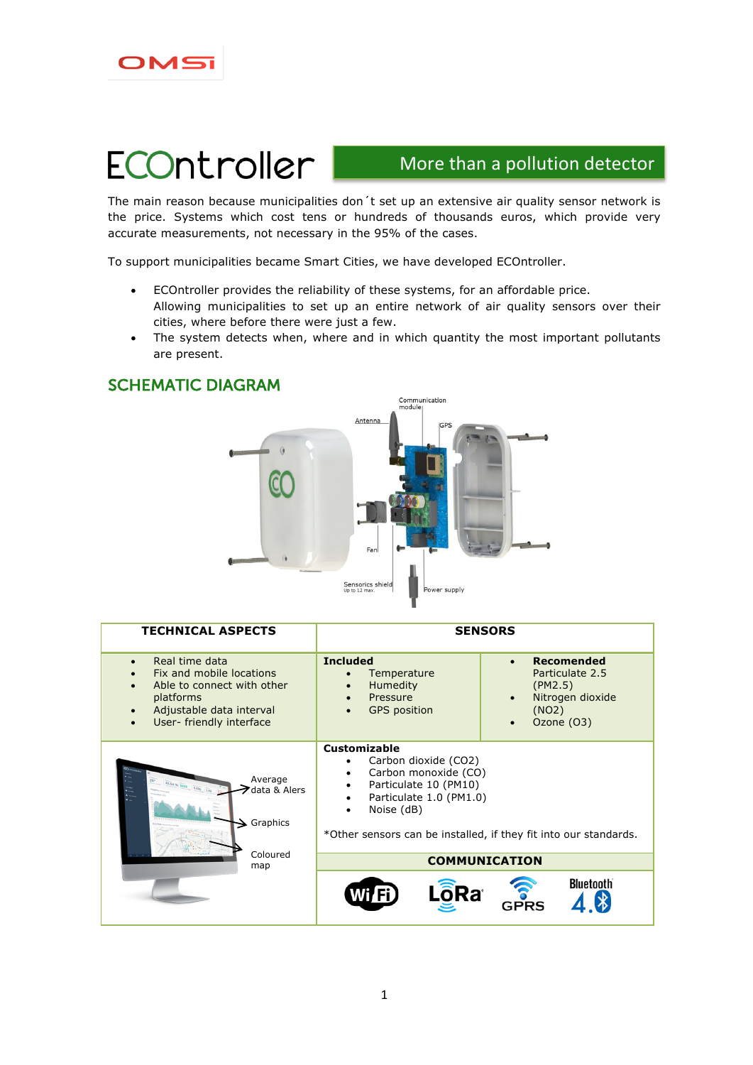# ECOntroller

## More than a pollution detector

The main reason because municipalities don´t set up an extensive air quality sensor network is the price. Systems which cost tens or hundreds of thousands euros, which provide very accurate measurements, not necessary in the 95% of the cases.

To support municipalities became Smart Cities, we have developed ECOntroller.

- ECOntroller provides the reliability of these systems, for an affordable price. Allowing municipalities to set up an entire network of air quality sensors over their cities, where before there were just a few.
- The system detects when, where and in which quantity the most important pollutants are present.

## SCHEMATIC DIAGRAM

Communication module

Antenna

GPS

Fan

Sensorics shield
Up to 12 max.

Power supply

| TECHNICAL ASPECTS | SENSORS | |
|---|---|---|
| • Real time data<br>• Fix and mobile locations<br>• Able to connect with other platforms<br>• Adjustable data interval<br>• User- friendly interface | **Included**<br>• Temperature<br>• Humedity<br>• Pressure<br>• GPS position | • **Recomended** Particulate 2.5 (PM2.5)<br>• Nitrogen dioxide (NO2)<br>• Ozone (O3) |
| Average data & Alers<br>Graphics<br>Coloured map | **Customizable**<br>• Carbon dioxide (CO2)<br>• Carbon monoxide (CO)<br>• Particulate 10 (PM10)<br>• Particulate 1.0 (PM1.0)<br>• Noise (dB)<br><br>*Other sensors can be installed, if they fit into our standards.<br><br>**COMMUNICATION**<br>WiFi LoRa GPRS Bluetooth 4.0 | |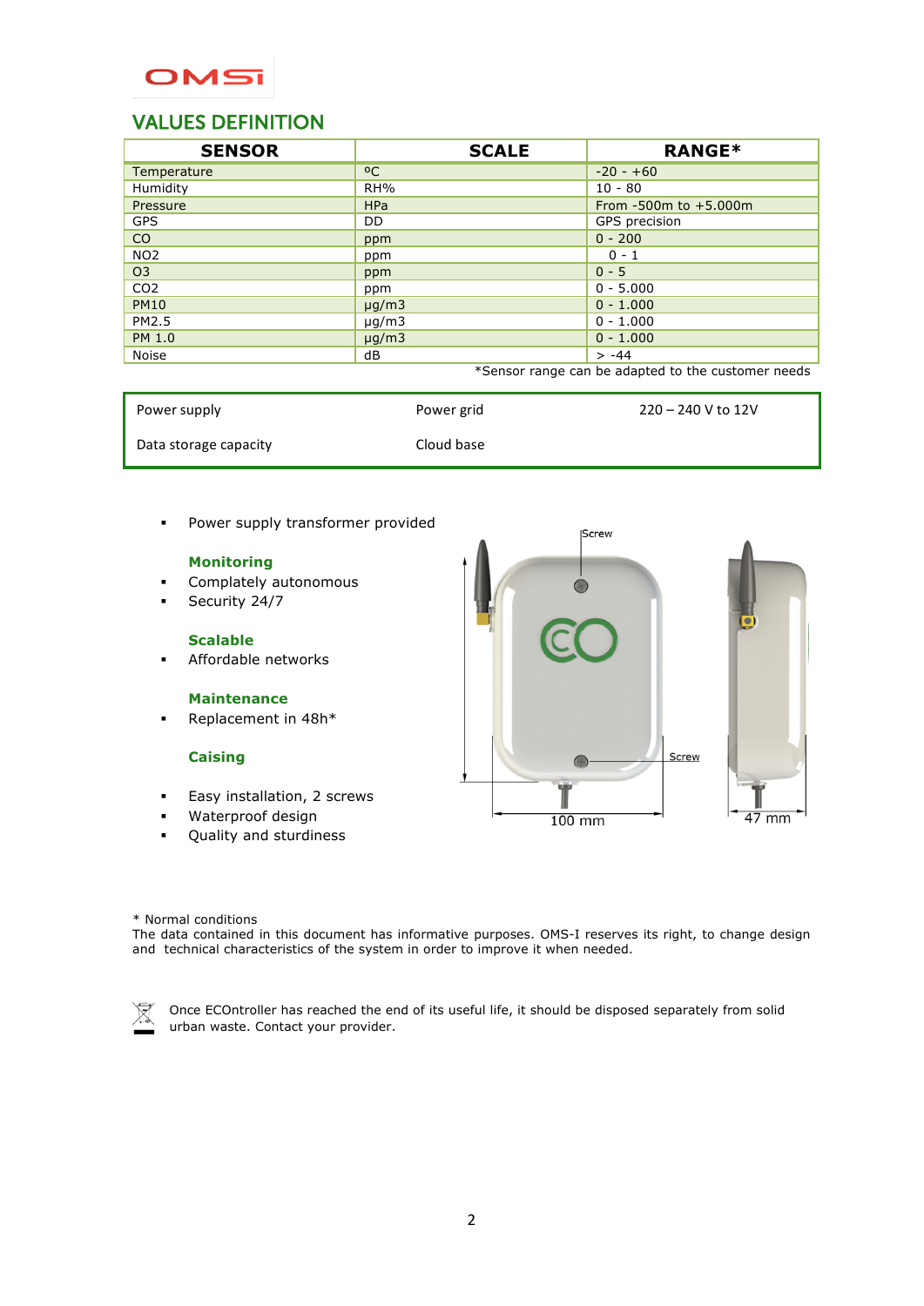OMSI

## VALUES DEFINITION

| SENSOR | SCALE | RANGE* |
|---|---|---|
| Temperature | ºC | -20 - +60 |
| Humidity | RH% | 10 - 80 |
| Pressure | HPa | From -500m to +5.000m |
| GPS | DD | GPS precision |
| CO | ppm | 0 - 200 |
| NO2 | ppm | 0 - 1 |
| O3 | ppm | 0 - 5 |
| CO2 | ppm | 0 - 5.000 |
| PM10 | µg/m3 | 0 - 1.000 |
| PM2.5 | µg/m3 | 0 - 1.000 |
| PM 1.0 | µg/m3 | 0 - 1.000 |
| Noise | dB | > -44 |

*Sensor range can be adapted to the customer needs

| | | |
|---|---|---|
| Power supply | Power grid | 220 – 240 V to 12V |
| Data storage capacity | Cloud base | |

- Power supply transformer provided

**Monitoring**

- Complotely autonomous
- Security 24/7

**Scalable**

- Affordable networks

**Maintenance**

- Replacement in 48h*

**Caising**

- Easy installation, 2 screws
- Waterproof design
- Quality and sturdiness

Screw

Screw

100 mm

47 mm

\* Normal conditions

The data contained in this document has informative purposes. OMS-I reserves its right, to change design and technical characteristics of the system in order to improve it when needed.

Once ECOntroller has reached the end of its useful life, it should be disposed separately from solid urban waste. Contact your provider.